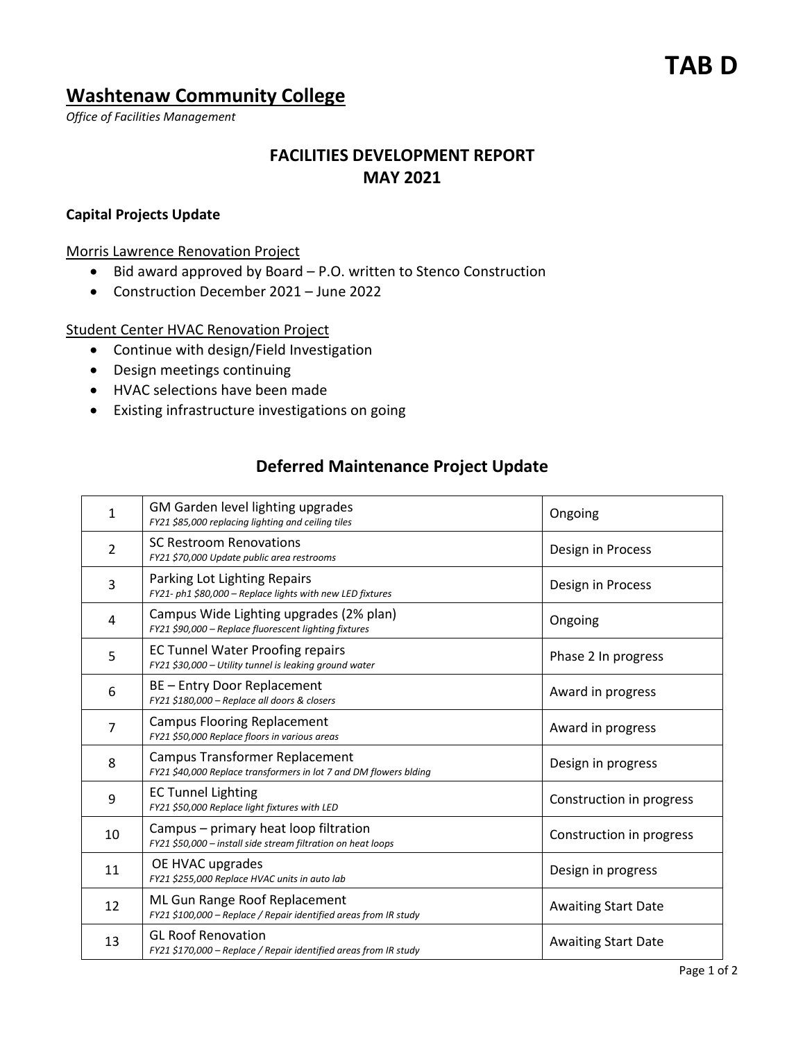# TAB D

## Washtenaw Community College

*Office of Facilities Management*

## FACILITIES DEVELOPMENT REPORT
## MAY 2021

**Capital Projects Update**

Morris Lawrence Renovation Project

- Bid award approved by Board – P.O. written to Stenco Construction
- Construction December 2021 – June 2022

Student Center HVAC Renovation Project

- Continue with design/Field Investigation
- Design meetings continuing
- HVAC selections have been made
- Existing infrastructure investigations on going

## Deferred Maintenance Project Update

| | | |
|---|---|---|
| 1 | GM Garden level lighting upgrades<br>*FY21 $85,000 replacing lighting and ceiling tiles* | Ongoing |
| 2 | SC Restroom Renovations<br>*FY21 $70,000 Update public area restrooms* | Design in Process |
| 3 | Parking Lot Lighting Repairs<br>*FY21- ph1 $80,000 – Replace lights with new LED fixtures* | Design in Process |
| 4 | Campus Wide Lighting upgrades (2% plan)<br>*FY21 $90,000 – Replace fluorescent lighting fixtures* | Ongoing |
| 5 | EC Tunnel Water Proofing repairs<br>*FY21 $30,000 – Utility tunnel is leaking ground water* | Phase 2 In progress |
| 6 | BE – Entry Door Replacement<br>*FY21 $180,000 – Replace all doors & closers* | Award in progress |
| 7 | Campus Flooring Replacement<br>*FY21 $50,000 Replace floors in various areas* | Award in progress |
| 8 | Campus Transformer Replacement<br>*FY21 $40,000 Replace transformers in lot 7 and DM flowers blding* | Design in progress |
| 9 | EC Tunnel Lighting<br>*FY21 $50,000 Replace light fixtures with LED* | Construction in progress |
| 10 | Campus – primary heat loop filtration<br>*FY21 $50,000 – install side stream filtration on heat loops* | Construction in progress |
| 11 | OE HVAC upgrades<br>*FY21 $255,000 Replace HVAC units in auto lab* | Design in progress |
| 12 | ML Gun Range Roof Replacement<br>*FY21 $100,000 – Replace / Repair identified areas from IR study* | Awaiting Start Date |
| 13 | GL Roof Renovation<br>*FY21 $170,000 – Replace / Repair identified areas from IR study* | Awaiting Start Date |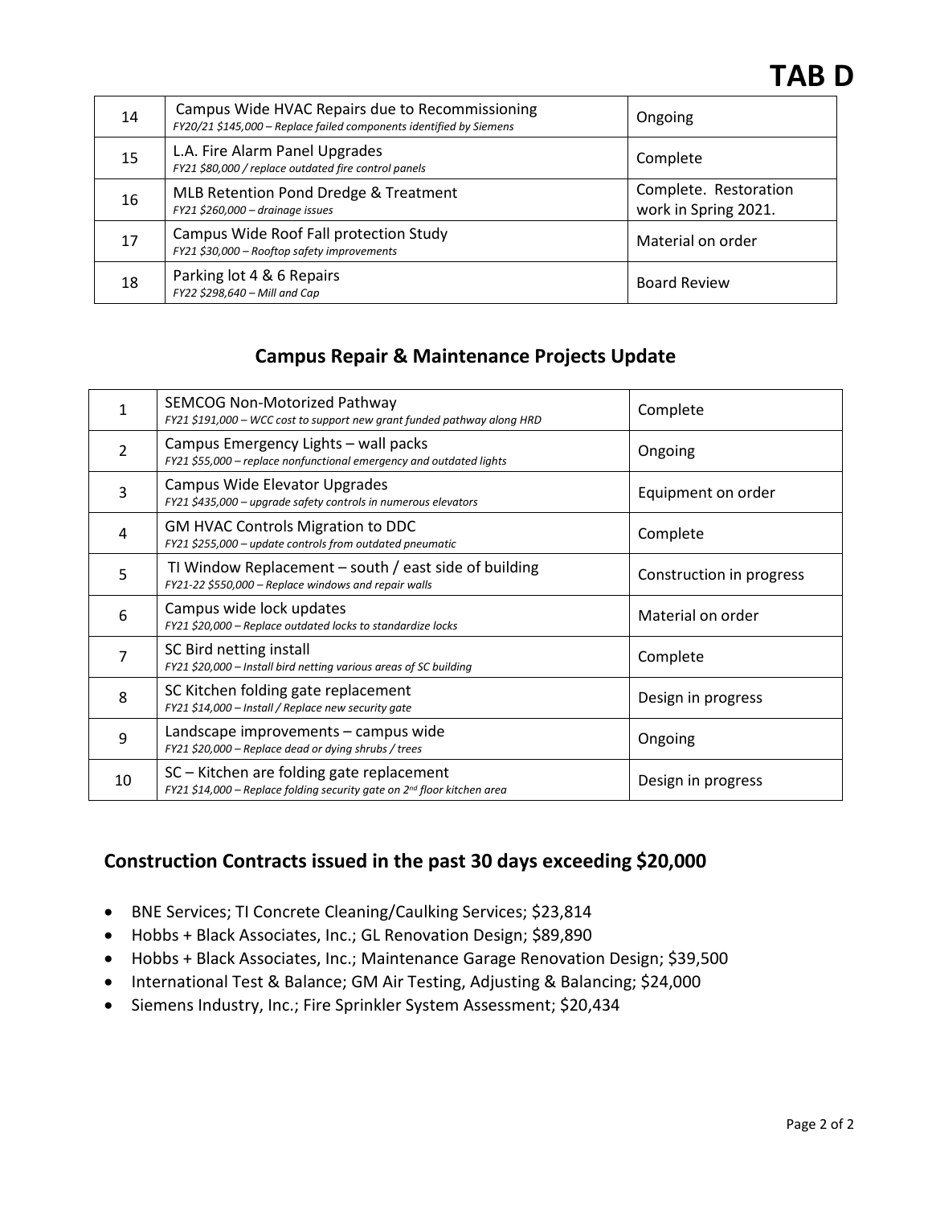# TAB D

| | | |
|---|---|---|
| 14 | Campus Wide HVAC Repairs due to Recommissioning<br>*FY20/21 $145,000 – Replace failed components identified by Siemens* | Ongoing |
| 15 | L.A. Fire Alarm Panel Upgrades<br>*FY21 $80,000 / replace outdated fire control panels* | Complete |
| 16 | MLB Retention Pond Dredge & Treatment<br>*FY21 $260,000 – drainage issues* | Complete. Restoration work in Spring 2021. |
| 17 | Campus Wide Roof Fall protection Study<br>*FY21 $30,000 – Rooftop safety improvements* | Material on order |
| 18 | Parking lot 4 & 6 Repairs<br>*FY22 $298,640 – Mill and Cap* | Board Review |

## Campus Repair & Maintenance Projects Update

| | | |
|---|---|---|
| 1 | SEMCOG Non-Motorized Pathway<br>*FY21 $191,000 – WCC cost to support new grant funded pathway along HRD* | Complete |
| 2 | Campus Emergency Lights – wall packs<br>*FY21 $55,000 – replace nonfunctional emergency and outdated lights* | Ongoing |
| 3 | Campus Wide Elevator Upgrades<br>*FY21 $435,000 – upgrade safety controls in numerous elevators* | Equipment on order |
| 4 | GM HVAC Controls Migration to DDC<br>*FY21 $255,000 – update controls from outdated pneumatic* | Complete |
| 5 | TI Window Replacement – south / east side of building<br>*FY21-22 $550,000 – Replace windows and repair walls* | Construction in progress |
| 6 | Campus wide lock updates<br>*FY21 $20,000 – Replace outdated locks to standardize locks* | Material on order |
| 7 | SC Bird netting install<br>*FY21 $20,000 – Install bird netting various areas of SC building* | Complete |
| 8 | SC Kitchen folding gate replacement<br>*FY21 $14,000 – Install / Replace new security gate* | Design in progress |
| 9 | Landscape improvements – campus wide<br>*FY21 $20,000 – Replace dead or dying shrubs / trees* | Ongoing |
| 10 | SC – Kitchen are folding gate replacement<br>*FY21 $14,000 – Replace folding security gate on 2nd floor kitchen area* | Design in progress |

## Construction Contracts issued in the past 30 days exceeding $20,000

- BNE Services; TI Concrete Cleaning/Caulking Services; $23,814
- Hobbs + Black Associates, Inc.; GL Renovation Design; $89,890
- Hobbs + Black Associates, Inc.; Maintenance Garage Renovation Design; $39,500
- International Test & Balance; GM Air Testing, Adjusting & Balancing; $24,000
- Siemens Industry, Inc.; Fire Sprinkler System Assessment; $20,434